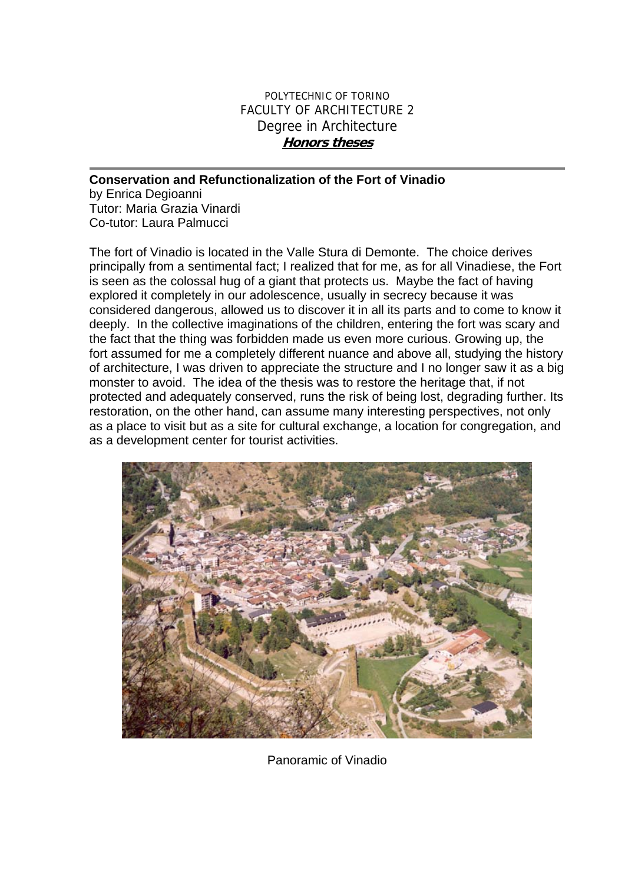POLYTECHNIC OF TORINO
FACULTY OF ARCHITECTURE 2
Degree in Architecture
**Honors theses**

---

**Conservation and Refunctionalization of the Fort of Vinadio**
by Enrica Degioanni
Tutor: Maria Grazia Vinardi
Co-tutor: Laura Palmucci

The fort of Vinadio is located in the Valle Stura di Demonte. The choice derives principally from a sentimental fact; I realized that for me, as for all Vinadiese, the Fort is seen as the colossal hug of a giant that protects us. Maybe the fact of having explored it completely in our adolescence, usually in secrecy because it was considered dangerous, allowed us to discover it in all its parts and to come to know it deeply. In the collective imaginations of the children, entering the fort was scary and the fact that the thing was forbidden made us even more curious. Growing up, the fort assumed for me a completely different nuance and above all, studying the history of architecture, I was driven to appreciate the structure and I no longer saw it as a big monster to avoid. The idea of the thesis was to restore the heritage that, if not protected and adequately conserved, runs the risk of being lost, degrading further. Its restoration, on the other hand, can assume many interesting perspectives, not only as a place to visit but as a site for cultural exchange, a location for congregation, and as a development center for tourist activities.

Panoramic of Vinadio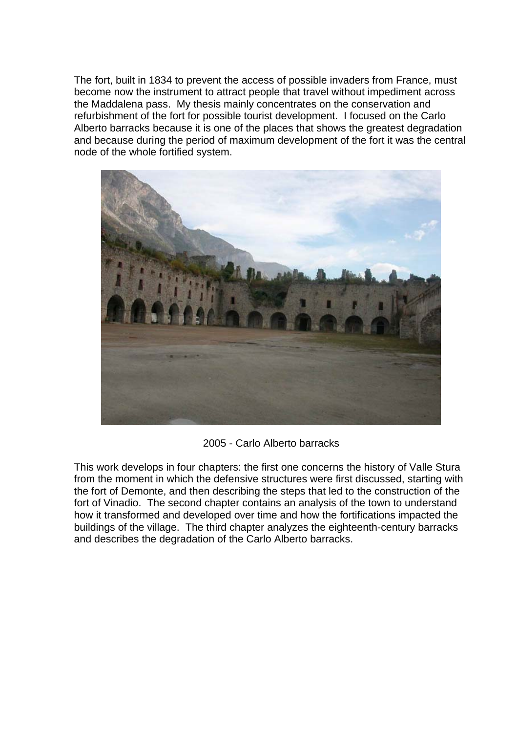The fort, built in 1834 to prevent the access of possible invaders from France, must become now the instrument to attract people that travel without impediment across the Maddalena pass. My thesis mainly concentrates on the conservation and refurbishment of the fort for possible tourist development. I focused on the Carlo Alberto barracks because it is one of the places that shows the greatest degradation and because during the period of maximum development of the fort it was the central node of the whole fortified system.

2005 - Carlo Alberto barracks

This work develops in four chapters: the first one concerns the history of Valle Stura from the moment in which the defensive structures were first discussed, starting with the fort of Demonte, and then describing the steps that led to the construction of the fort of Vinadio. The second chapter contains an analysis of the town to understand how it transformed and developed over time and how the fortifications impacted the buildings of the village. The third chapter analyzes the eighteenth-century barracks and describes the degradation of the Carlo Alberto barracks.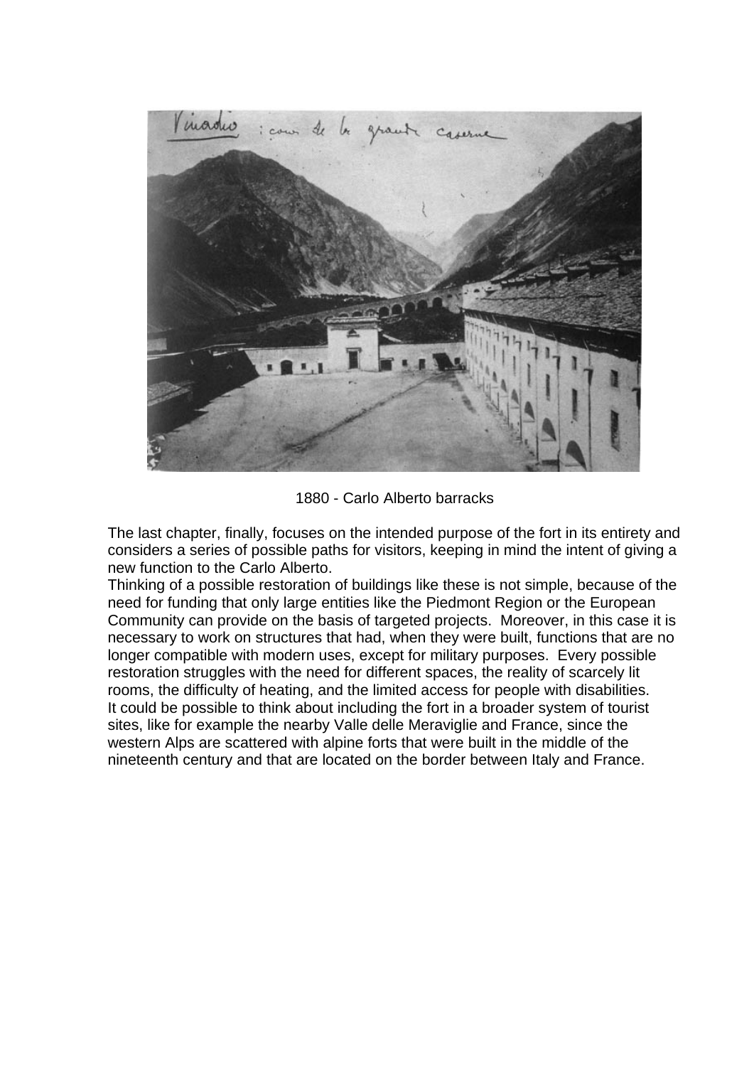1880 - Carlo Alberto barracks

The last chapter, finally, focuses on the intended purpose of the fort in its entirety and considers a series of possible paths for visitors, keeping in mind the intent of giving a new function to the Carlo Alberto.
Thinking of a possible restoration of buildings like these is not simple, because of the need for funding that only large entities like the Piedmont Region or the European Community can provide on the basis of targeted projects. Moreover, in this case it is necessary to work on structures that had, when they were built, functions that are no longer compatible with modern uses, except for military purposes. Every possible restoration struggles with the need for different spaces, the reality of scarcely lit rooms, the difficulty of heating, and the limited access for people with disabilities.
It could be possible to think about including the fort in a broader system of tourist sites, like for example the nearby Valle delle Meraviglie and France, since the western Alps are scattered with alpine forts that were built in the middle of the nineteenth century and that are located on the border between Italy and France.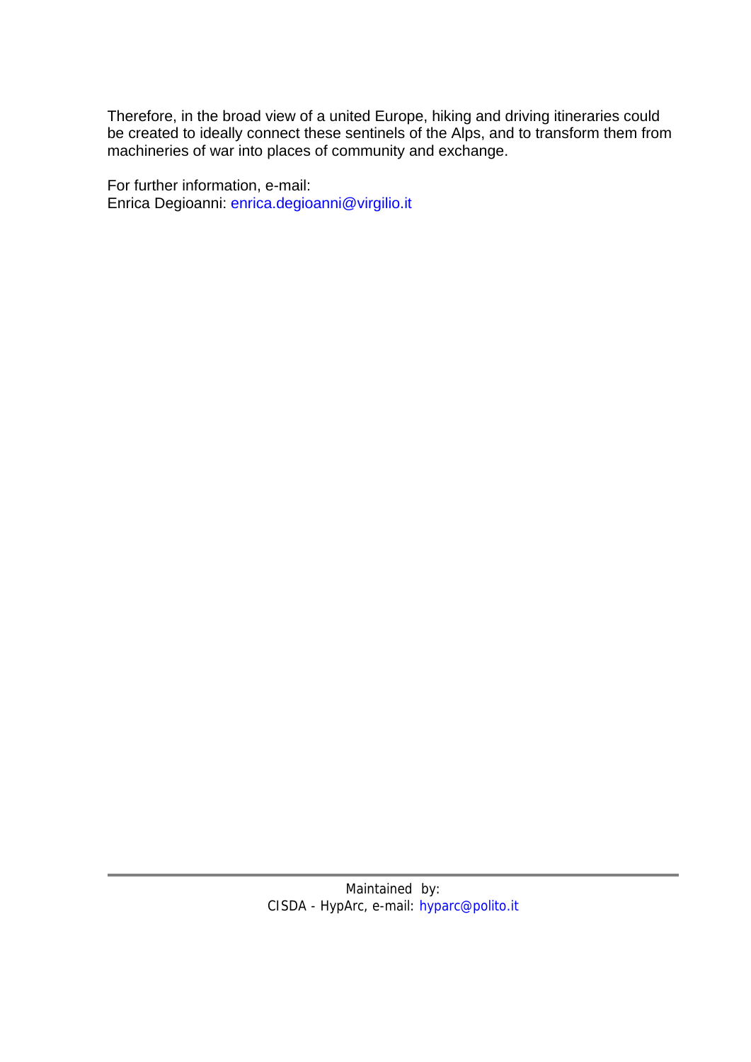Therefore, in the broad view of a united Europe, hiking and driving itineraries could be created to ideally connect these sentinels of the Alps, and to transform them from machineries of war into places of community and exchange.

For further information, e-mail:
Enrica Degioanni: enrica.degioanni@virgilio.it

---

Maintained by:
CISDA - HypArc, e-mail: hyparc@polito.it